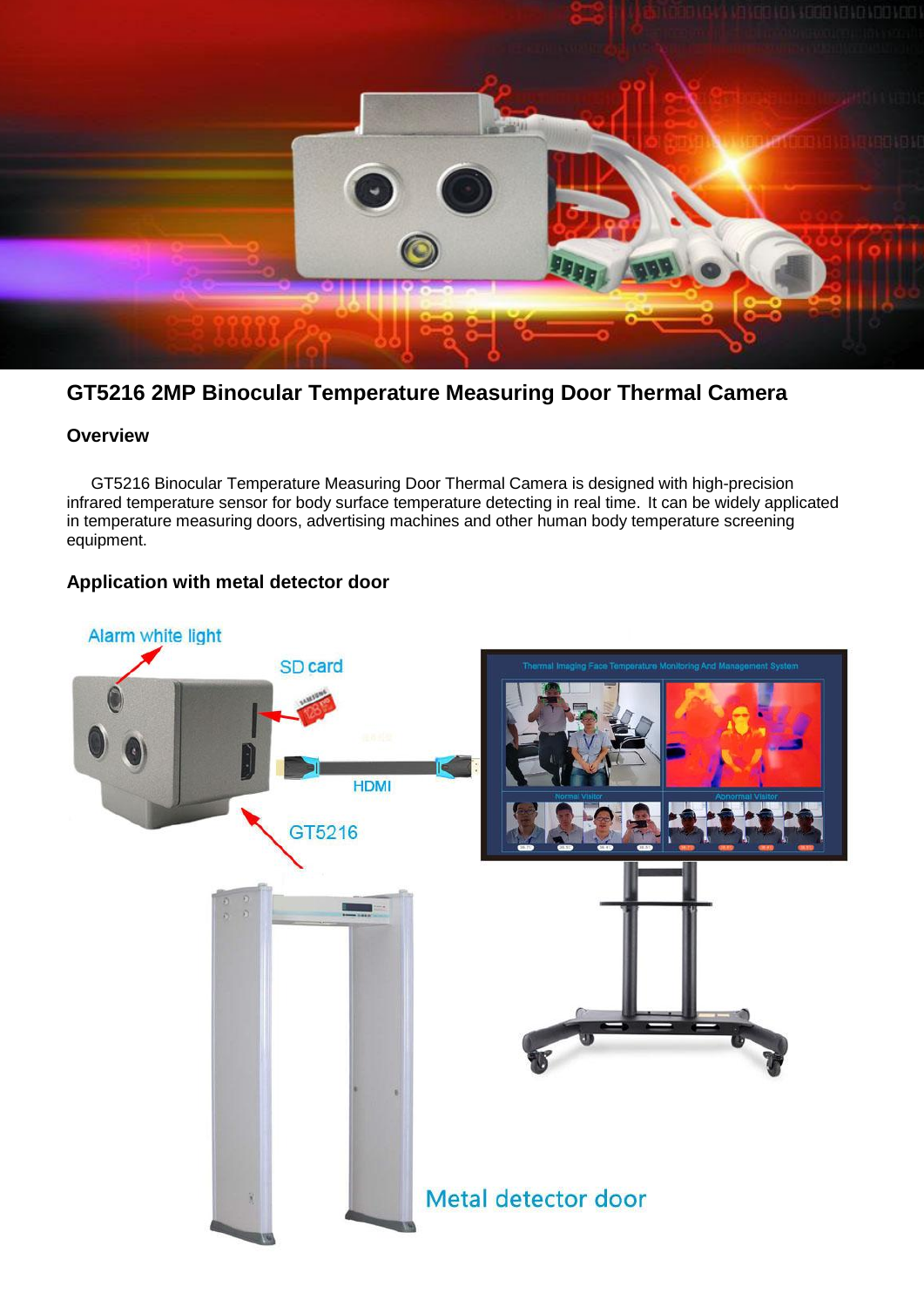# GT5216 2MP Binocular Temperature Measuring Door Thermal Camera

## Overview

GT5216 Binocular Temperature Measuring Door Thermal Camera is designed with high-precision infrared temperature sensor for body surface temperature detecting in real time. It can be widely applicated in temperature measuring doors, advertising machines and other human body temperature screening equipment.

## Application with metal detector door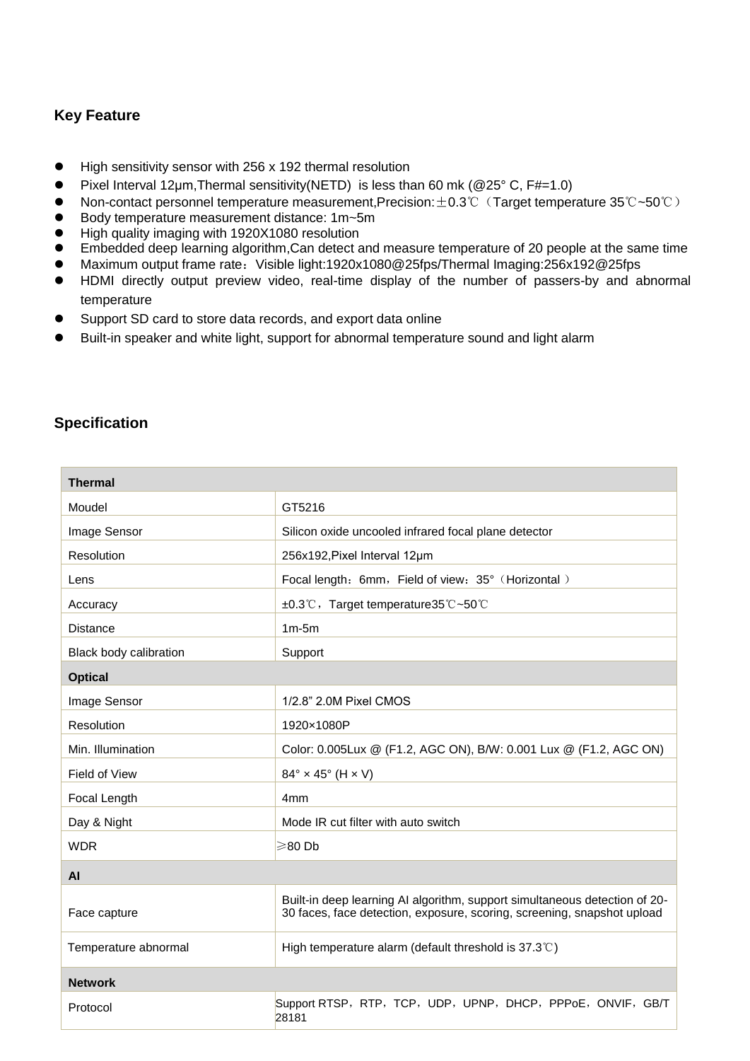## Key Feature

- High sensitivity sensor with 256 x 192 thermal resolution
- Pixel Interval 12μm,Thermal sensitivity(NETD) is less than 60 mk (@25° C, F#=1.0)
- Non-contact personnel temperature measurement,Precision:±0.3℃（Target temperature 35℃~50℃）
- Body temperature measurement distance: 1m~5m
- High quality imaging with 1920X1080 resolution
- Embedded deep learning algorithm,Can detect and measure temperature of 20 people at the same time
- Maximum output frame rate：Visible light:1920x1080@25fps/Thermal Imaging:256x192@25fps
- HDMI directly output preview video, real-time display of the number of passers-by and abnormal temperature
- Support SD card to store data records, and export data online
- Built-in speaker and white light, support for abnormal temperature sound and light alarm

## Specification

| **Thermal** | |
|---|---|
| Moudel | GT5216 |
| Image Sensor | Silicon oxide uncooled infrared focal plane detector |
| Resolution | 256x192,Pixel Interval 12μm |
| Lens | Focal length：6mm，Field of view：35°（Horizontal ） |
| Accuracy | ±0.3℃，Target temperature35℃~50℃ |
| Distance | 1m-5m |
| Black body calibration | Support |
| **Optical** | |
| Image Sensor | 1/2.8” 2.0M Pixel CMOS |
| Resolution | 1920×1080P |
| Min. Illumination | Color: 0.005Lux @ (F1.2, AGC ON), B/W: 0.001 Lux @ (F1.2, AGC ON) |
| Field of View | 84° × 45° (H × V) |
| Focal Length | 4mm |
| Day & Night | Mode IR cut filter with auto switch |
| WDR | ≥80 Db |
| **AI** | |
| Face capture | Built-in deep learning AI algorithm, support simultaneous detection of 20-30 faces, face detection, exposure, scoring, screening, snapshot upload |
| Temperature abnormal | High temperature alarm (default threshold is 37.3℃) |
| **Network** | |
| Protocol | Support RTSP，RTP，TCP，UDP，UPNP，DHCP，PPPoE，ONVIF，GB/T 28181 |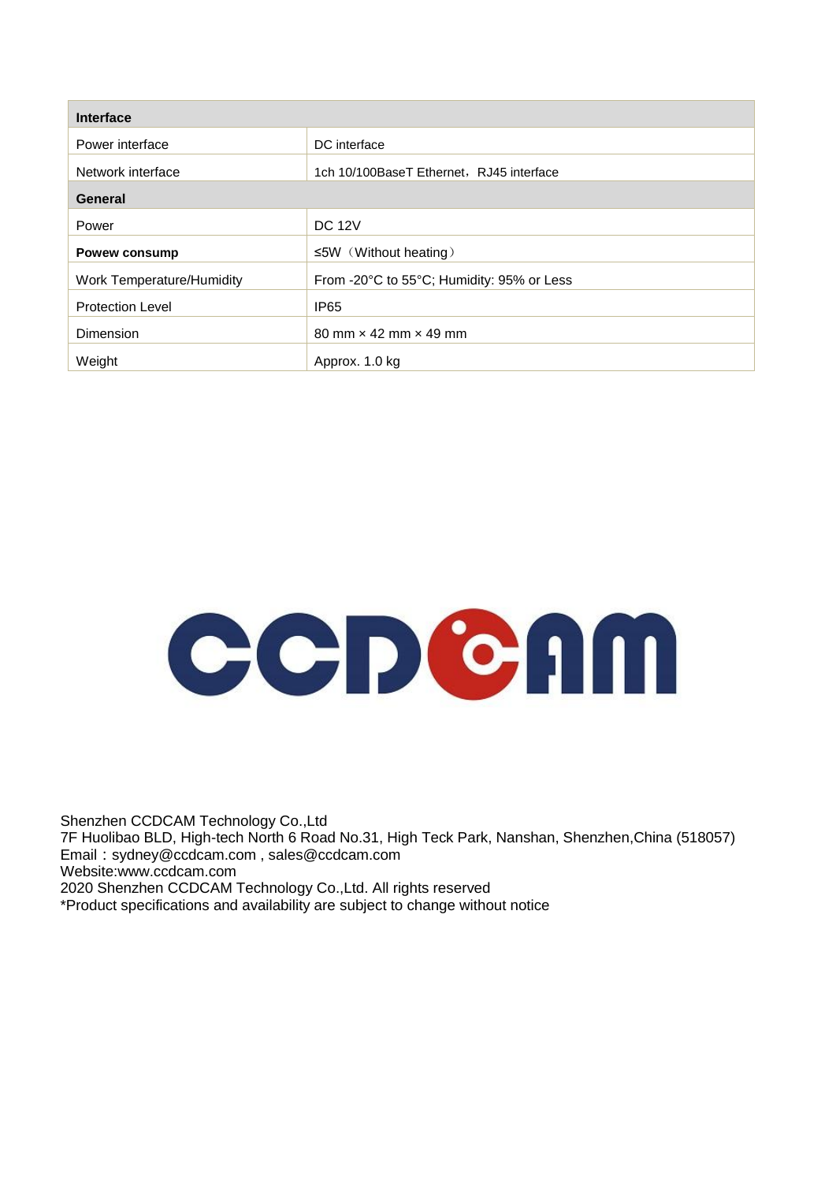| | |
|---|---|
| **Interface** | |
| Power interface | DC interface |
| Network interface | 1ch 10/100BaseT Ethernet，RJ45 interface |
| **General** | |
| Power | DC 12V |
| **Powew consump** | ≤5W（Without heating） |
| Work Temperature/Humidity | From -20°C to 55°C; Humidity: 95% or Less |
| Protection Level | IP65 |
| Dimension | 80 mm × 42 mm × 49 mm |
| Weight | Approx. 1.0 kg |

Shenzhen CCDCAM Technology Co.,Ltd
7F Huolibao BLD, High-tech North 6 Road No.31, High Teck Park, Nanshan, Shenzhen,China (518057)
Email：sydney@ccdcam.com , sales@ccdcam.com
Website:www.ccdcam.com
2020 Shenzhen CCDCAM Technology Co.,Ltd. All rights reserved
*Product specifications and availability are subject to change without notice